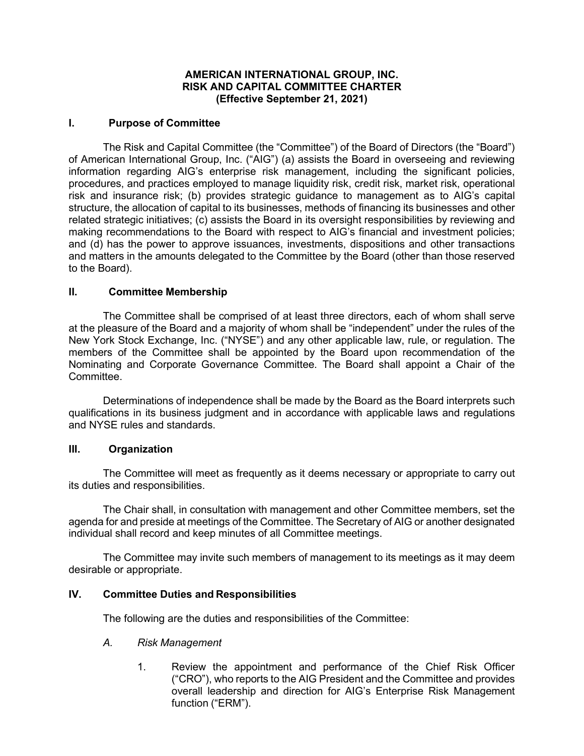# AMERICAN INTERNATIONAL GROUP, INC.
# RISK AND CAPITAL COMMITTEE CHARTER
# (Effective September 21, 2021)

## I. Purpose of Committee

The Risk and Capital Committee (the "Committee") of the Board of Directors (the "Board") of American International Group, Inc. ("AIG") (a) assists the Board in overseeing and reviewing information regarding AIG's enterprise risk management, including the significant policies, procedures, and practices employed to manage liquidity risk, credit risk, market risk, operational risk and insurance risk; (b) provides strategic guidance to management as to AIG's capital structure, the allocation of capital to its businesses, methods of financing its businesses and other related strategic initiatives; (c) assists the Board in its oversight responsibilities by reviewing and making recommendations to the Board with respect to AIG's financial and investment policies; and (d) has the power to approve issuances, investments, dispositions and other transactions and matters in the amounts delegated to the Committee by the Board (other than those reserved to the Board).

## II. Committee Membership

The Committee shall be comprised of at least three directors, each of whom shall serve at the pleasure of the Board and a majority of whom shall be "independent" under the rules of the New York Stock Exchange, Inc. ("NYSE") and any other applicable law, rule, or regulation. The members of the Committee shall be appointed by the Board upon recommendation of the Nominating and Corporate Governance Committee. The Board shall appoint a Chair of the Committee.

Determinations of independence shall be made by the Board as the Board interprets such qualifications in its business judgment and in accordance with applicable laws and regulations and NYSE rules and standards.

## III. Organization

The Committee will meet as frequently as it deems necessary or appropriate to carry out its duties and responsibilities.

The Chair shall, in consultation with management and other Committee members, set the agenda for and preside at meetings of the Committee. The Secretary of AIG or another designated individual shall record and keep minutes of all Committee meetings.

The Committee may invite such members of management to its meetings as it may deem desirable or appropriate.

## IV. Committee Duties and Responsibilities

The following are the duties and responsibilities of the Committee:

### *A. Risk Management*

1. Review the appointment and performance of the Chief Risk Officer ("CRO"), who reports to the AIG President and the Committee and provides overall leadership and direction for AIG's Enterprise Risk Management function ("ERM").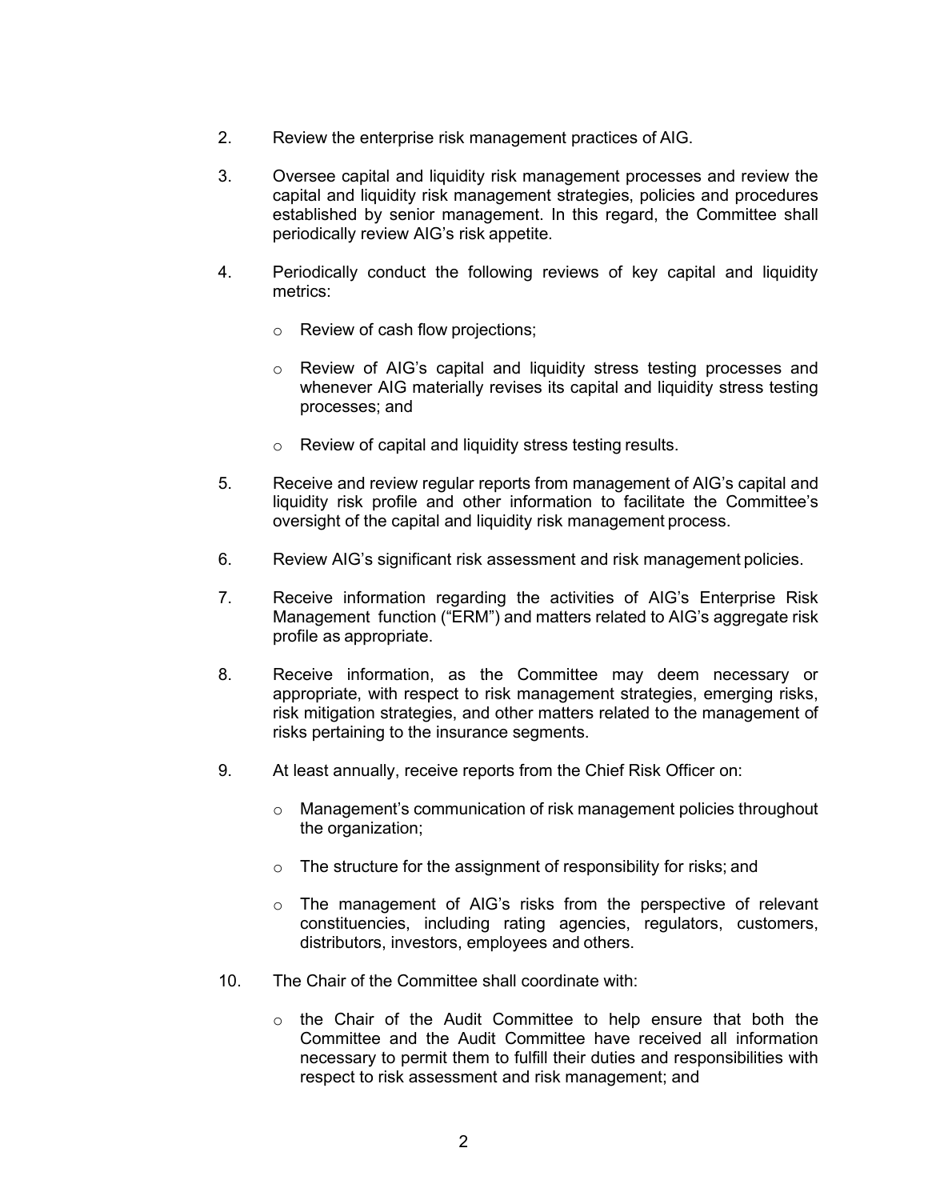2. Review the enterprise risk management practices of AIG.

3. Oversee capital and liquidity risk management processes and review the capital and liquidity risk management strategies, policies and procedures established by senior management. In this regard, the Committee shall periodically review AIG's risk appetite.

4. Periodically conduct the following reviews of key capital and liquidity metrics:

   - Review of cash flow projections;
   - Review of AIG's capital and liquidity stress testing processes and whenever AIG materially revises its capital and liquidity stress testing processes; and
   - Review of capital and liquidity stress testing results.

5. Receive and review regular reports from management of AIG's capital and liquidity risk profile and other information to facilitate the Committee's oversight of the capital and liquidity risk management process.

6. Review AIG's significant risk assessment and risk management policies.

7. Receive information regarding the activities of AIG's Enterprise Risk Management function ("ERM") and matters related to AIG's aggregate risk profile as appropriate.

8. Receive information, as the Committee may deem necessary or appropriate, with respect to risk management strategies, emerging risks, risk mitigation strategies, and other matters related to the management of risks pertaining to the insurance segments.

9. At least annually, receive reports from the Chief Risk Officer on:

   - Management's communication of risk management policies throughout the organization;
   - The structure for the assignment of responsibility for risks; and
   - The management of AIG's risks from the perspective of relevant constituencies, including rating agencies, regulators, customers, distributors, investors, employees and others.

10. The Chair of the Committee shall coordinate with:

    - the Chair of the Audit Committee to help ensure that both the Committee and the Audit Committee have received all information necessary to permit them to fulfill their duties and responsibilities with respect to risk assessment and risk management; and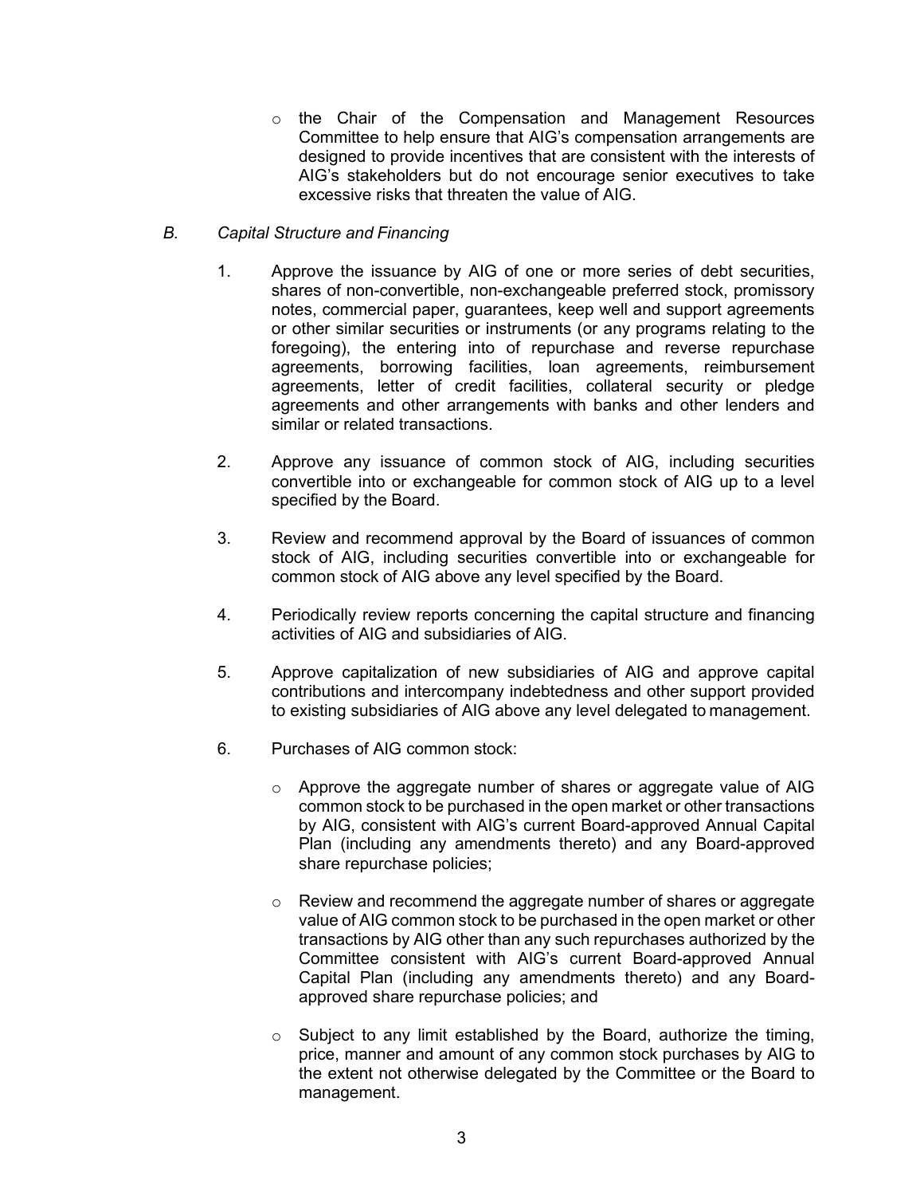- the Chair of the Compensation and Management Resources Committee to help ensure that AIG's compensation arrangements are designed to provide incentives that are consistent with the interests of AIG's stakeholders but do not encourage senior executives to take excessive risks that threaten the value of AIG.

*B. Capital Structure and Financing*

1. Approve the issuance by AIG of one or more series of debt securities, shares of non-convertible, non-exchangeable preferred stock, promissory notes, commercial paper, guarantees, keep well and support agreements or other similar securities or instruments (or any programs relating to the foregoing), the entering into of repurchase and reverse repurchase agreements, borrowing facilities, loan agreements, reimbursement agreements, letter of credit facilities, collateral security or pledge agreements and other arrangements with banks and other lenders and similar or related transactions.

2. Approve any issuance of common stock of AIG, including securities convertible into or exchangeable for common stock of AIG up to a level specified by the Board.

3. Review and recommend approval by the Board of issuances of common stock of AIG, including securities convertible into or exchangeable for common stock of AIG above any level specified by the Board.

4. Periodically review reports concerning the capital structure and financing activities of AIG and subsidiaries of AIG.

5. Approve capitalization of new subsidiaries of AIG and approve capital contributions and intercompany indebtedness and other support provided to existing subsidiaries of AIG above any level delegated to management.

6. Purchases of AIG common stock:

   - Approve the aggregate number of shares or aggregate value of AIG common stock to be purchased in the open market or other transactions by AIG, consistent with AIG's current Board-approved Annual Capital Plan (including any amendments thereto) and any Board-approved share repurchase policies;

   - Review and recommend the aggregate number of shares or aggregate value of AIG common stock to be purchased in the open market or other transactions by AIG other than any such repurchases authorized by the Committee consistent with AIG's current Board-approved Annual Capital Plan (including any amendments thereto) and any Board-approved share repurchase policies; and

   - Subject to any limit established by the Board, authorize the timing, price, manner and amount of any common stock purchases by AIG to the extent not otherwise delegated by the Committee or the Board to management.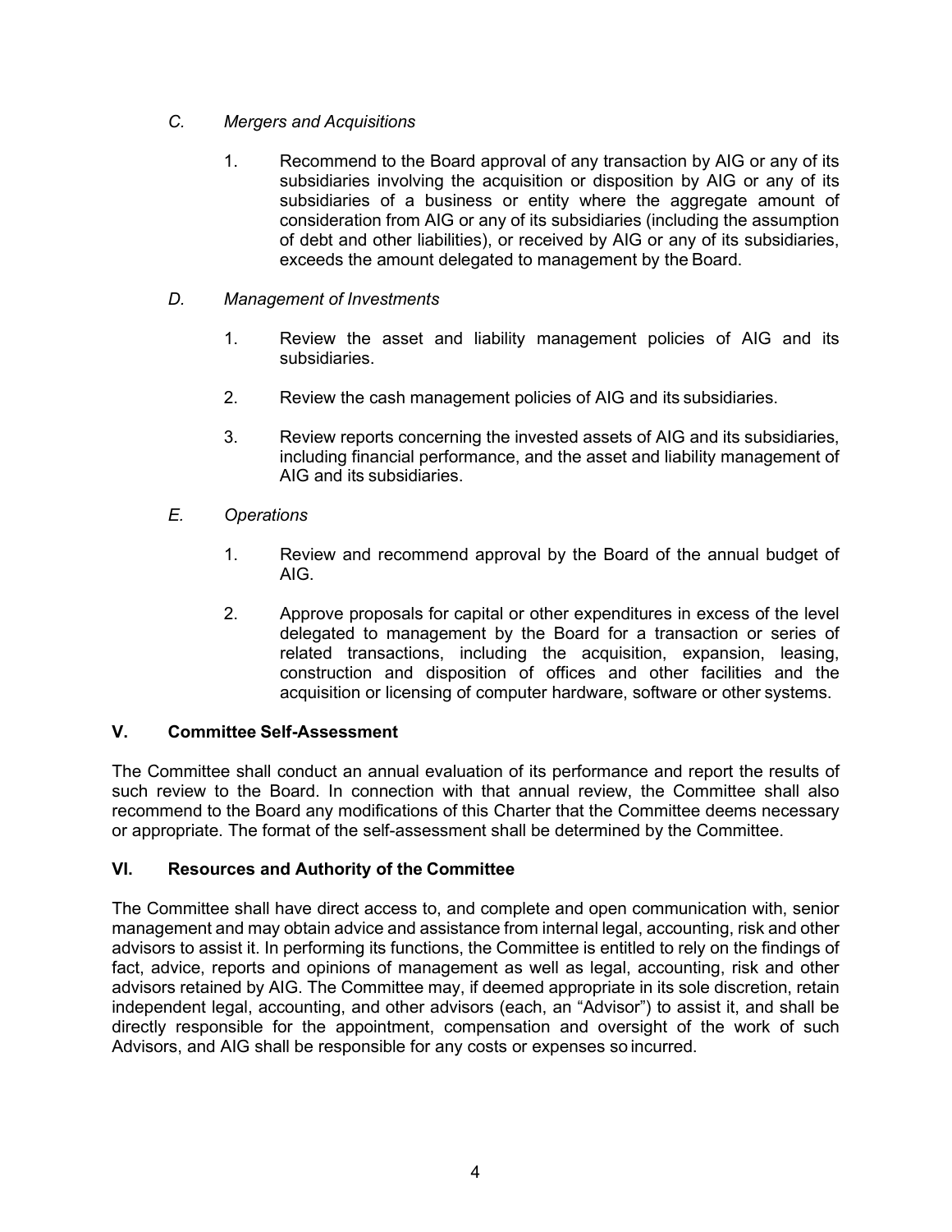*C. Mergers and Acquisitions*

1. Recommend to the Board approval of any transaction by AIG or any of its subsidiaries involving the acquisition or disposition by AIG or any of its subsidiaries of a business or entity where the aggregate amount of consideration from AIG or any of its subsidiaries (including the assumption of debt and other liabilities), or received by AIG or any of its subsidiaries, exceeds the amount delegated to management by the Board.

*D. Management of Investments*

1. Review the asset and liability management policies of AIG and its subsidiaries.

2. Review the cash management policies of AIG and its subsidiaries.

3. Review reports concerning the invested assets of AIG and its subsidiaries, including financial performance, and the asset and liability management of AIG and its subsidiaries.

*E. Operations*

1. Review and recommend approval by the Board of the annual budget of AIG.

2. Approve proposals for capital or other expenditures in excess of the level delegated to management by the Board for a transaction or series of related transactions, including the acquisition, expansion, leasing, construction and disposition of offices and other facilities and the acquisition or licensing of computer hardware, software or other systems.

## V. Committee Self-Assessment

The Committee shall conduct an annual evaluation of its performance and report the results of such review to the Board. In connection with that annual review, the Committee shall also recommend to the Board any modifications of this Charter that the Committee deems necessary or appropriate. The format of the self-assessment shall be determined by the Committee.

## VI. Resources and Authority of the Committee

The Committee shall have direct access to, and complete and open communication with, senior management and may obtain advice and assistance from internal legal, accounting, risk and other advisors to assist it. In performing its functions, the Committee is entitled to rely on the findings of fact, advice, reports and opinions of management as well as legal, accounting, risk and other advisors retained by AIG. The Committee may, if deemed appropriate in its sole discretion, retain independent legal, accounting, and other advisors (each, an "Advisor") to assist it, and shall be directly responsible for the appointment, compensation and oversight of the work of such Advisors, and AIG shall be responsible for any costs or expenses so incurred.